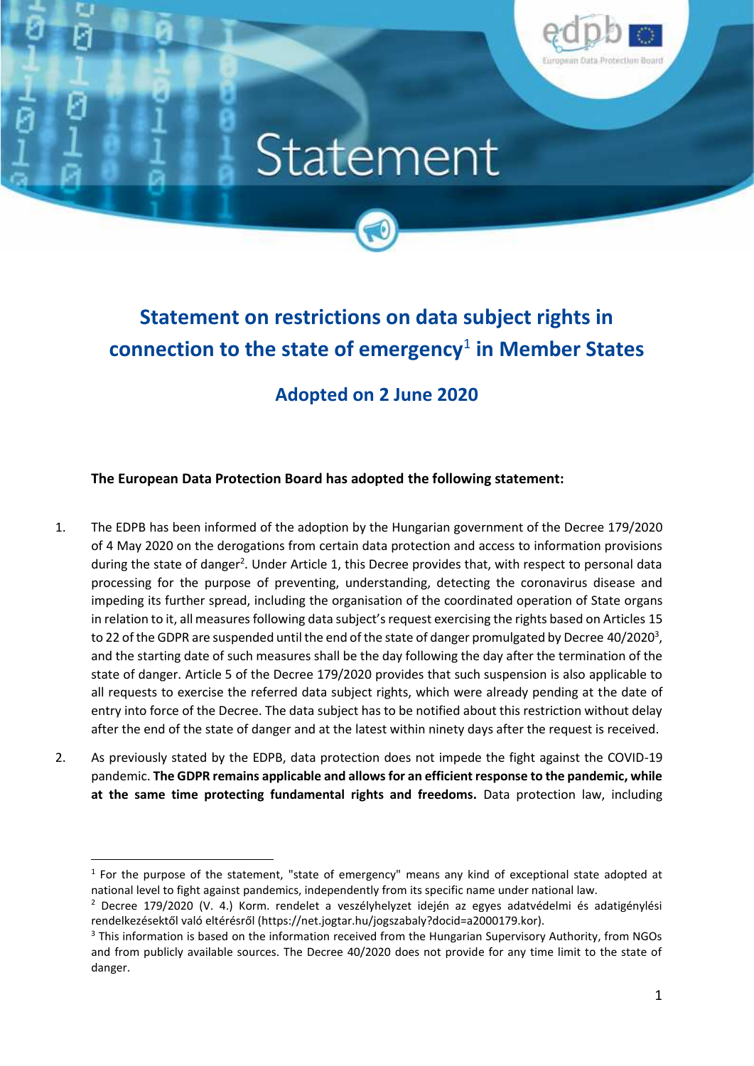# Statement

## Statement on restrictions on data subject rights in connection to the state of emergency[1] in Member States

### Adopted on 2 June 2020

**The European Data Protection Board has adopted the following statement:**

1. The EDPB has been informed of the adoption by the Hungarian government of the Decree 179/2020 of 4 May 2020 on the derogations from certain data protection and access to information provisions during the state of danger[2]. Under Article 1, this Decree provides that, with respect to personal data processing for the purpose of preventing, understanding, detecting the coronavirus disease and impeding its further spread, including the organisation of the coordinated operation of State organs in relation to it, all measures following data subject's request exercising the rights based on Articles 15 to 22 of the GDPR are suspended until the end of the state of danger promulgated by Decree 40/2020[3], and the starting date of such measures shall be the day following the day after the termination of the state of danger. Article 5 of the Decree 179/2020 provides that such suspension is also applicable to all requests to exercise the referred data subject rights, which were already pending at the date of entry into force of the Decree. The data subject has to be notified about this restriction without delay after the end of the state of danger and at the latest within ninety days after the request is received.

2. As previously stated by the EDPB, data protection does not impede the fight against the COVID-19 pandemic. **The GDPR remains applicable and allows for an efficient response to the pandemic, while at the same time protecting fundamental rights and freedoms.** Data protection law, including

---

[1] For the purpose of the statement, "state of emergency" means any kind of exceptional state adopted at national level to fight against pandemics, independently from its specific name under national law.

[2] Decree 179/2020 (V. 4.) Korm. rendelet a veszélyhelyzet idején az egyes adatvédelmi és adatigénylési rendelkezésektől való eltérésről (https://net.jogtar.hu/jogszabaly?docid=a2000179.kor).

[3] This information is based on the information received from the Hungarian Supervisory Authority, from NGOs and from publicly available sources. The Decree 40/2020 does not provide for any time limit to the state of danger.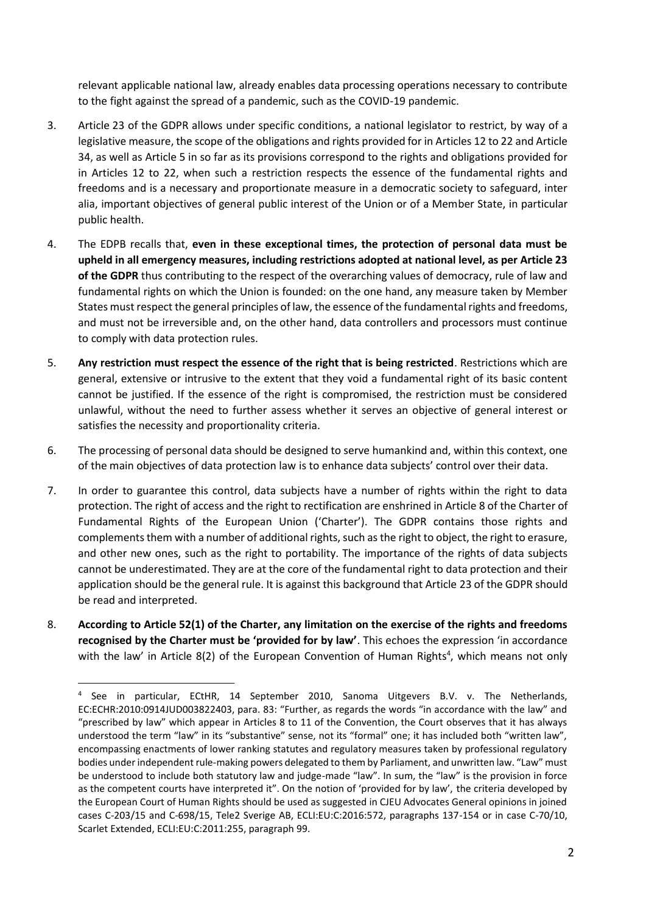relevant applicable national law, already enables data processing operations necessary to contribute to the fight against the spread of a pandemic, such as the COVID-19 pandemic.

3. Article 23 of the GDPR allows under specific conditions, a national legislator to restrict, by way of a legislative measure, the scope of the obligations and rights provided for in Articles 12 to 22 and Article 34, as well as Article 5 in so far as its provisions correspond to the rights and obligations provided for in Articles 12 to 22, when such a restriction respects the essence of the fundamental rights and freedoms and is a necessary and proportionate measure in a democratic society to safeguard, inter alia, important objectives of general public interest of the Union or of a Member State, in particular public health.

4. The EDPB recalls that, **even in these exceptional times, the protection of personal data must be upheld in all emergency measures, including restrictions adopted at national level, as per Article 23 of the GDPR** thus contributing to the respect of the overarching values of democracy, rule of law and fundamental rights on which the Union is founded: on the one hand, any measure taken by Member States must respect the general principles of law, the essence of the fundamental rights and freedoms, and must not be irreversible and, on the other hand, data controllers and processors must continue to comply with data protection rules.

5. **Any restriction must respect the essence of the right that is being restricted**. Restrictions which are general, extensive or intrusive to the extent that they void a fundamental right of its basic content cannot be justified. If the essence of the right is compromised, the restriction must be considered unlawful, without the need to further assess whether it serves an objective of general interest or satisfies the necessity and proportionality criteria.

6. The processing of personal data should be designed to serve humankind and, within this context, one of the main objectives of data protection law is to enhance data subjects' control over their data.

7. In order to guarantee this control, data subjects have a number of rights within the right to data protection. The right of access and the right to rectification are enshrined in Article 8 of the Charter of Fundamental Rights of the European Union ('Charter'). The GDPR contains those rights and complements them with a number of additional rights, such as the right to object, the right to erasure, and other new ones, such as the right to portability. The importance of the rights of data subjects cannot be underestimated. They are at the core of the fundamental right to data protection and their application should be the general rule. It is against this background that Article 23 of the GDPR should be read and interpreted.

8. **According to Article 52(1) of the Charter, any limitation on the exercise of the rights and freedoms recognised by the Charter must be 'provided for by law'**. This echoes the expression 'in accordance with the law' in Article 8(2) of the European Convention of Human Rights[4], which means not only

---

[4] See in particular, ECtHR, 14 September 2010, Sanoma Uitgevers B.V. v. The Netherlands, EC:ECHR:2010:0914JUD003822403, para. 83: "Further, as regards the words "in accordance with the law" and "prescribed by law" which appear in Articles 8 to 11 of the Convention, the Court observes that it has always understood the term "law" in its "substantive" sense, not its "formal" one; it has included both "written law", encompassing enactments of lower ranking statutes and regulatory measures taken by professional regulatory bodies under independent rule-making powers delegated to them by Parliament, and unwritten law. "Law" must be understood to include both statutory law and judge-made "law". In sum, the "law" is the provision in force as the competent courts have interpreted it". On the notion of 'provided for by law', the criteria developed by the European Court of Human Rights should be used as suggested in CJEU Advocates General opinions in joined cases C-203/15 and C-698/15, Tele2 Sverige AB, ECLI:EU:C:2016:572, paragraphs 137-154 or in case C-70/10, Scarlet Extended, ECLI:EU:C:2011:255, paragraph 99.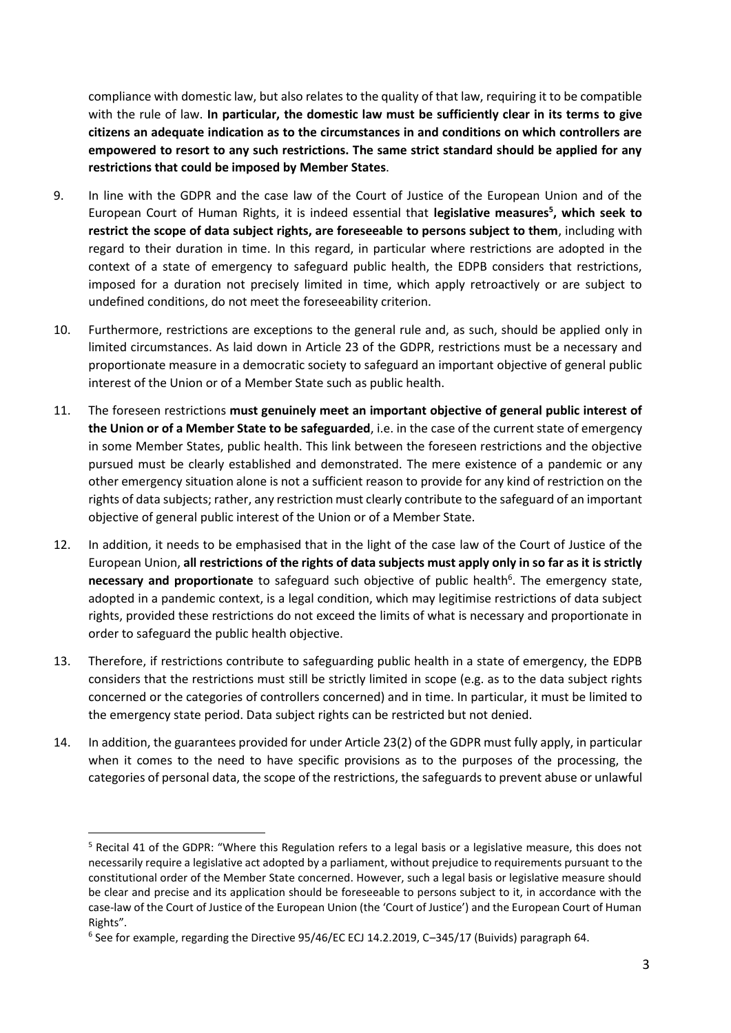compliance with domestic law, but also relates to the quality of that law, requiring it to be compatible with the rule of law. **In particular, the domestic law must be sufficiently clear in its terms to give citizens an adequate indication as to the circumstances in and conditions on which controllers are empowered to resort to any such restrictions. The same strict standard should be applied for any restrictions that could be imposed by Member States**.

9. In line with the GDPR and the case law of the Court of Justice of the European Union and of the European Court of Human Rights, it is indeed essential that **legislative measures[5], which seek to restrict the scope of data subject rights, are foreseeable to persons subject to them**, including with regard to their duration in time. In this regard, in particular where restrictions are adopted in the context of a state of emergency to safeguard public health, the EDPB considers that restrictions, imposed for a duration not precisely limited in time, which apply retroactively or are subject to undefined conditions, do not meet the foreseeability criterion.

10. Furthermore, restrictions are exceptions to the general rule and, as such, should be applied only in limited circumstances. As laid down in Article 23 of the GDPR, restrictions must be a necessary and proportionate measure in a democratic society to safeguard an important objective of general public interest of the Union or of a Member State such as public health.

11. The foreseen restrictions **must genuinely meet an important objective of general public interest of the Union or of a Member State to be safeguarded**, i.e. in the case of the current state of emergency in some Member States, public health. This link between the foreseen restrictions and the objective pursued must be clearly established and demonstrated. The mere existence of a pandemic or any other emergency situation alone is not a sufficient reason to provide for any kind of restriction on the rights of data subjects; rather, any restriction must clearly contribute to the safeguard of an important objective of general public interest of the Union or of a Member State.

12. In addition, it needs to be emphasised that in the light of the case law of the Court of Justice of the European Union, **all restrictions of the rights of data subjects must apply only in so far as it is strictly necessary and proportionate** to safeguard such objective of public health[6]. The emergency state, adopted in a pandemic context, is a legal condition, which may legitimise restrictions of data subject rights, provided these restrictions do not exceed the limits of what is necessary and proportionate in order to safeguard the public health objective.

13. Therefore, if restrictions contribute to safeguarding public health in a state of emergency, the EDPB considers that the restrictions must still be strictly limited in scope (e.g. as to the data subject rights concerned or the categories of controllers concerned) and in time. In particular, it must be limited to the emergency state period. Data subject rights can be restricted but not denied.

14. In addition, the guarantees provided for under Article 23(2) of the GDPR must fully apply, in particular when it comes to the need to have specific provisions as to the purposes of the processing, the categories of personal data, the scope of the restrictions, the safeguards to prevent abuse or unlawful

---

[5] Recital 41 of the GDPR: "Where this Regulation refers to a legal basis or a legislative measure, this does not necessarily require a legislative act adopted by a parliament, without prejudice to requirements pursuant to the constitutional order of the Member State concerned. However, such a legal basis or legislative measure should be clear and precise and its application should be foreseeable to persons subject to it, in accordance with the case-law of the Court of Justice of the European Union (the 'Court of Justice') and the European Court of Human Rights".

[6] See for example, regarding the Directive 95/46/EC ECJ 14.2.2019, C–345/17 (Buivids) paragraph 64.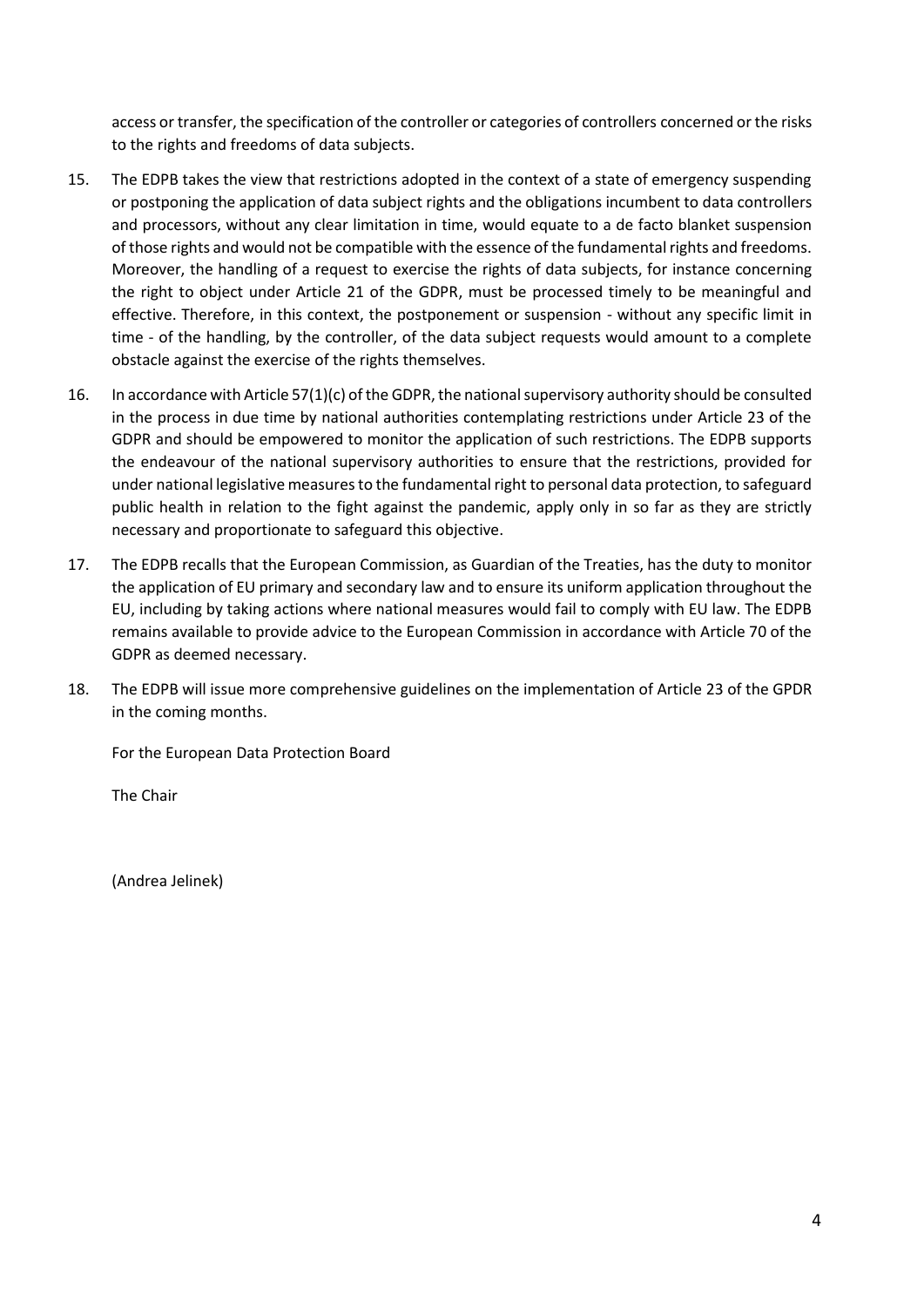access or transfer, the specification of the controller or categories of controllers concerned or the risks to the rights and freedoms of data subjects.

15. The EDPB takes the view that restrictions adopted in the context of a state of emergency suspending or postponing the application of data subject rights and the obligations incumbent to data controllers and processors, without any clear limitation in time, would equate to a de facto blanket suspension of those rights and would not be compatible with the essence of the fundamental rights and freedoms. Moreover, the handling of a request to exercise the rights of data subjects, for instance concerning the right to object under Article 21 of the GDPR, must be processed timely to be meaningful and effective. Therefore, in this context, the postponement or suspension - without any specific limit in time - of the handling, by the controller, of the data subject requests would amount to a complete obstacle against the exercise of the rights themselves.

16. In accordance with Article 57(1)(c) of the GDPR, the national supervisory authority should be consulted in the process in due time by national authorities contemplating restrictions under Article 23 of the GDPR and should be empowered to monitor the application of such restrictions. The EDPB supports the endeavour of the national supervisory authorities to ensure that the restrictions, provided for under national legislative measures to the fundamental right to personal data protection, to safeguard public health in relation to the fight against the pandemic, apply only in so far as they are strictly necessary and proportionate to safeguard this objective.

17. The EDPB recalls that the European Commission, as Guardian of the Treaties, has the duty to monitor the application of EU primary and secondary law and to ensure its uniform application throughout the EU, including by taking actions where national measures would fail to comply with EU law. The EDPB remains available to provide advice to the European Commission in accordance with Article 70 of the GDPR as deemed necessary.

18. The EDPB will issue more comprehensive guidelines on the implementation of Article 23 of the GPDR in the coming months.

For the European Data Protection Board

The Chair

(Andrea Jelinek)